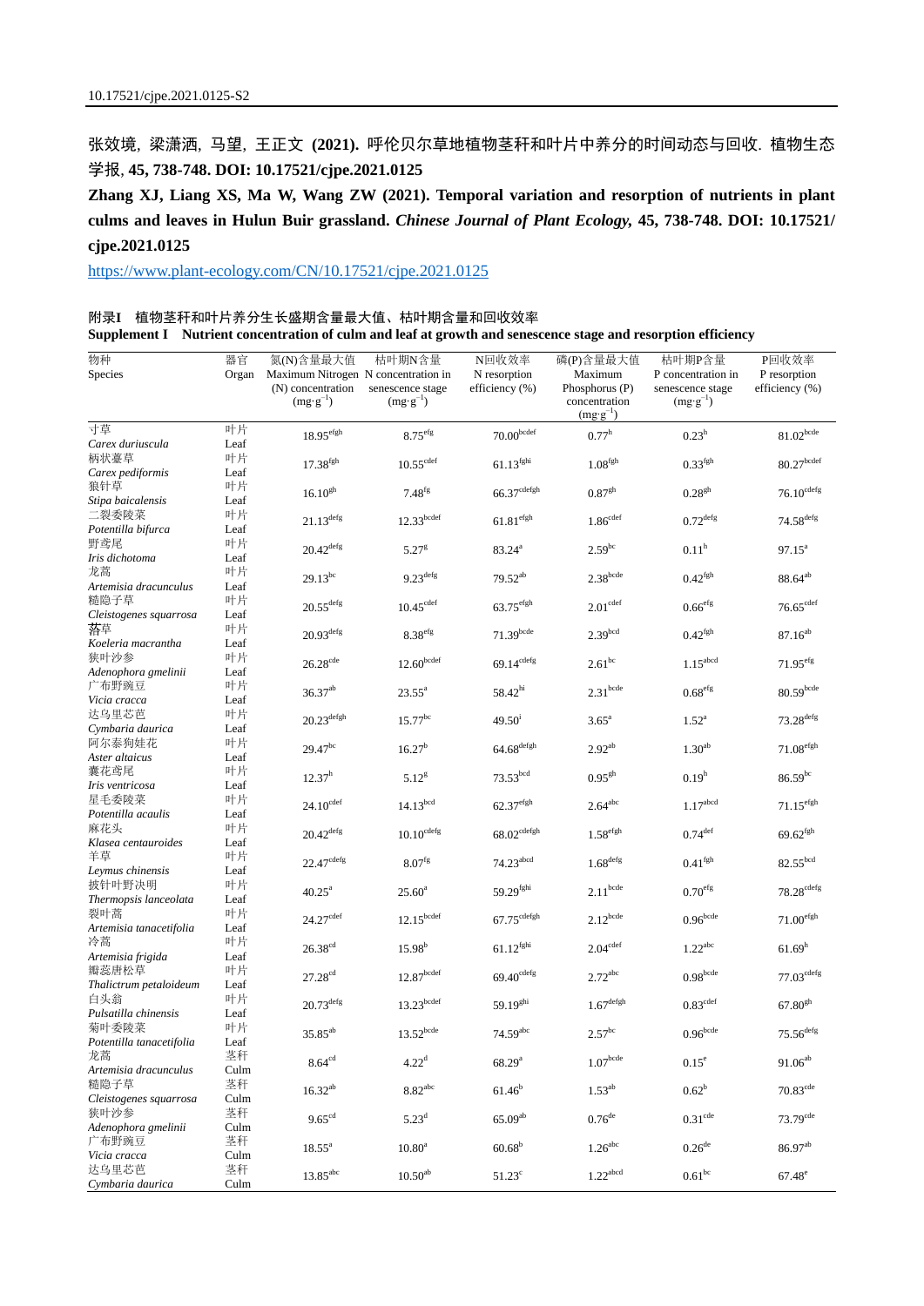10.17521/cjpe.2021.0125-S2

张效境, 梁潇洒, 马望, 王正文 **(2021).** 呼伦贝尔草地植物茎秆和叶片中养分的时间动态与回收. 植物生态学报, **45, 738-748. DOI: 10.17521/cjpe.2021.0125**

**Zhang XJ, Liang XS, Ma W, Wang ZW (2021). Temporal variation and resorption of nutrients in plant culms and leaves in Hulun Buir grassland.** ***Chinese Journal of Plant Ecology,*** **45, 738-748. DOI: 10.17521/cjpe.2021.0125**

https://www.plant-ecology.com/CN/10.17521/cjpe.2021.0125

附录**I** 植物茎秆和叶片养分生长盛期含量最大值、枯叶期含量和回收效率

**Supplement I Nutrient concentration of culm and leaf at growth and senescence stage and resorption efficiency**

| 物种 Species | 器官 Organ | 氮(N)含量最大值 Maximum Nitrogen (N) concentration ($mg \cdot g^{-1}$) | 枯叶期N含量 N concentration in senescence stage ($mg \cdot g^{-1}$) | N回收效率 N resorption efficiency (%) | 磷(P)含量最大值 Maximum Phosphorus (P) concentration ($mg \cdot g^{-1}$) | 枯叶期P含量 P concentration in senescence stage ($mg \cdot g^{-1}$) | P回收效率 P resorption efficiency (%) |
|---|---|---|---|---|---|---|---|
| 寸草 *Carex duriuscula* | 叶片 Leaf | $18.95^{efgh}$ | $8.75^{efg}$ | $70.00^{bcdef}$ | $0.77^{h}$ | $0.23^{h}$ | $81.02^{bcde}$ |
| 柄状薹草 *Carex pediformis* | 叶片 Leaf | $17.38^{fgh}$ | $10.55^{cdef}$ | $61.13^{fghi}$ | $1.08^{fgh}$ | $0.33^{fgh}$ | $80.27^{bcdef}$ |
| 狼针草 *Stipa baicalensis* | 叶片 Leaf | $16.10^{gh}$ | $7.48^{fg}$ | $66.37^{cdefgh}$ | $0.87^{gh}$ | $0.28^{gh}$ | $76.10^{cdefg}$ |
| 二裂委陵菜 *Potentilla bifurca* | 叶片 Leaf | $21.13^{defg}$ | $12.33^{bcdef}$ | $61.81^{efgh}$ | $1.86^{cdef}$ | $0.72^{defg}$ | $74.58^{defg}$ |
| 野鸢尾 *Iris dichotoma* | 叶片 Leaf | $20.42^{defg}$ | $5.27^{g}$ | $83.24^{a}$ | $2.59^{bc}$ | $0.11^{h}$ | $97.15^{a}$ |
| 龙蒿 *Artemisia dracunculus* | 叶片 Leaf | $29.13^{bc}$ | $9.23^{defg}$ | $79.52^{ab}$ | $2.38^{bcde}$ | $0.42^{fgh}$ | $88.64^{ab}$ |
| 糙隐子草 *Cleistogenes squarrosa* | 叶片 Leaf | $20.55^{defg}$ | $10.45^{cdef}$ | $63.75^{efgh}$ | $2.01^{cdef}$ | $0.66^{efg}$ | $76.65^{cdef}$ |
| 䓫草 *Koeleria macrantha* | 叶片 Leaf | $20.93^{defg}$ | $8.38^{efg}$ | $71.39^{bcde}$ | $2.39^{bcd}$ | $0.42^{fgh}$ | $87.16^{ab}$ |
| 狭叶沙参 *Adenophora gmelinii* | 叶片 Leaf | $26.28^{cde}$ | $12.60^{bcdef}$ | $69.14^{cdefg}$ | $2.61^{bc}$ | $1.15^{abcd}$ | $71.95^{efg}$ |
| 广布野豌豆 *Vicia cracca* | 叶片 Leaf | $36.37^{ab}$ | $23.55^{a}$ | $58.42^{hi}$ | $2.31^{bcde}$ | $0.68^{efg}$ | $80.59^{bcde}$ |
| 达乌里芯芭 *Cymbaria daurica* | 叶片 Leaf | $20.23^{defgh}$ | $15.77^{bc}$ | $49.50^{i}$ | $3.65^{a}$ | $1.52^{a}$ | $73.28^{defg}$ |
| 阿尔泰狗娃花 *Aster altaicus* | 叶片 Leaf | $29.47^{bc}$ | $16.27^{b}$ | $64.68^{defgh}$ | $2.92^{ab}$ | $1.30^{ab}$ | $71.08^{efgh}$ |
| 囊花鸢尾 *Iris ventricosa* | 叶片 Leaf | $12.37^{h}$ | $5.12^{g}$ | $73.53^{bcd}$ | $0.95^{gh}$ | $0.19^{h}$ | $86.59^{bc}$ |
| 星毛委陵菜 *Potentilla acaulis* | 叶片 Leaf | $24.10^{cdef}$ | $14.13^{bcd}$ | $62.37^{efgh}$ | $2.64^{abc}$ | $1.17^{abcd}$ | $71.15^{efgh}$ |
| 麻花头 *Klasea centauroides* | 叶片 Leaf | $20.42^{defg}$ | $10.10^{cdefg}$ | $68.02^{cdefgh}$ | $1.58^{efgh}$ | $0.74^{def}$ | $69.62^{fgh}$ |
| 羊草 *Leymus chinensis* | 叶片 Leaf | $22.47^{cdefg}$ | $8.07^{fg}$ | $74.23^{abcd}$ | $1.68^{defg}$ | $0.41^{fgh}$ | $82.55^{bcd}$ |
| 披针叶野决明 *Thermopsis lanceolata* | 叶片 Leaf | $40.25^{a}$ | $25.60^{a}$ | $59.29^{fghi}$ | $2.11^{bcde}$ | $0.70^{efg}$ | $78.28^{cdefg}$ |
| 裂叶蒿 *Artemisia tanacetifolia* | 叶片 Leaf | $24.27^{cdef}$ | $12.15^{bcdef}$ | $67.75^{cdefgh}$ | $2.12^{bcde}$ | $0.96^{bcde}$ | $71.00^{efgh}$ |
| 冷蒿 *Artemisia frigida* | 叶片 Leaf | $26.38^{cd}$ | $15.98^{b}$ | $61.12^{fghi}$ | $2.04^{cdef}$ | $1.22^{abc}$ | $61.69^{h}$ |
| 瓣蕊唐松草 *Thalictrum petaloideum* | 叶片 Leaf | $27.28^{cd}$ | $12.87^{bcdef}$ | $69.40^{cdefg}$ | $2.72^{abc}$ | $0.98^{bcde}$ | $77.03^{cdefg}$ |
| 白头翁 *Pulsatilla chinensis* | 叶片 Leaf | $20.73^{defg}$ | $13.23^{bcdef}$ | $59.19^{ghi}$ | $1.67^{defgh}$ | $0.83^{cdef}$ | $67.80^{gh}$ |
| 菊叶委陵菜 *Potentilla tanacetifolia* | 叶片 Leaf | $35.85^{ab}$ | $13.52^{bcde}$ | $74.59^{abc}$ | $2.57^{bc}$ | $0.96^{bcde}$ | $75.56^{defg}$ |
| 龙蒿 *Artemisia dracunculus* | 茎秆 Culm | $8.64^{cd}$ | $4.22^{d}$ | $68.29^{a}$ | $1.07^{bcde}$ | $0.15^{e}$ | $91.06^{ab}$ |
| 糙隐子草 *Cleistogenes squarrosa* | 茎秆 Culm | $16.32^{ab}$ | $8.82^{abc}$ | $61.46^{b}$ | $1.53^{ab}$ | $0.62^{b}$ | $70.83^{cde}$ |
| 狭叶沙参 *Adenophora gmelinii* | 茎秆 Culm | $9.65^{cd}$ | $5.23^{d}$ | $65.09^{ab}$ | $0.76^{de}$ | $0.31^{cde}$ | $73.79^{cde}$ |
| 广布野豌豆 *Vicia cracca* | 茎秆 Culm | $18.55^{a}$ | $10.80^{a}$ | $60.68^{b}$ | $1.26^{abc}$ | $0.26^{de}$ | $86.97^{ab}$ |
| 达乌里芯芭 *Cymbaria daurica* | 茎秆 Culm | $13.85^{abc}$ | $10.50^{ab}$ | $51.23^{c}$ | $1.22^{abcd}$ | $0.61^{bc}$ | $67.48^{e}$ |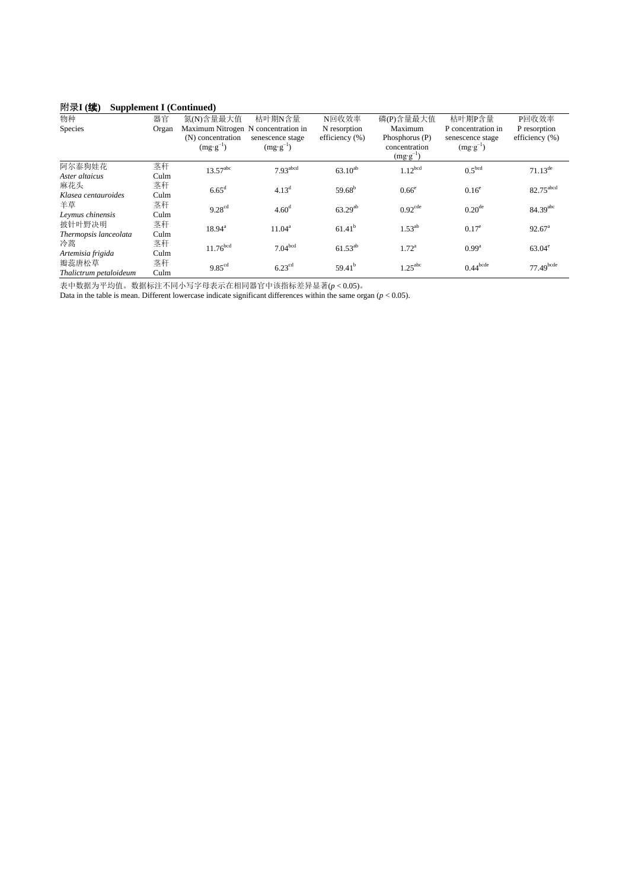**附录I (续)　Supplement I (Continued)**

| 物种 Species | 器官 Organ | 氮(N)含量最大值 Maximum Nitrogen (N) concentration ($mg \cdot g^{-1}$) | 枯叶期N含量 N concentration in senescence stage ($mg \cdot g^{-1}$) | N回收效率 N resorption efficiency (%) | 磷(P)含量最大值 Maximum Phosphorus (P) concentration ($mg \cdot g^{-1}$) | 枯叶期P含量 P concentration in senescence stage ($mg \cdot g^{-1}$) | P回收效率 P resorption efficiency (%) |
|---|---|---|---|---|---|---|---|
| 阿尔泰狗娃花 *Aster altaicus* | 茎秆 Culm | $13.57^{abc}$ | $7.93^{abcd}$ | $63.10^{ab}$ | $1.12^{bcd}$ | $0.5^{bcd}$ | $71.13^{de}$ |
| 麻花头 *Klasea centauroides* | 茎秆 Culm | $6.65^{d}$ | $4.13^{d}$ | $59.68^{b}$ | $0.66^{e}$ | $0.16^{e}$ | $82.75^{abcd}$ |
| 羊草 *Leymus chinensis* | 茎秆 Culm | $9.28^{cd}$ | $4.60^{d}$ | $63.29^{ab}$ | $0.92^{cde}$ | $0.20^{de}$ | $84.39^{abc}$ |
| 披针叶野决明 *Thermopsis lanceolata* | 茎秆 Culm | $18.94^{a}$ | $11.04^{a}$ | $61.41^{b}$ | $1.53^{ab}$ | $0.17^{e}$ | $92.67^{a}$ |
| 冷蒿 *Artemisia frigida* | 茎秆 Culm | $11.76^{bcd}$ | $7.04^{bcd}$ | $61.53^{ab}$ | $1.72^{a}$ | $0.99^{a}$ | $63.04^{e}$ |
| 瓣蕊唐松草 *Thalictrum petaloideum* | 茎秆 Culm | $9.85^{cd}$ | $6.23^{cd}$ | $59.41^{b}$ | $1.25^{abc}$ | $0.44^{bcde}$ | $77.49^{bcde}$ |

表中数据为平均值。数据标注不同小写字母表示在相同器官中该指标差异显著($p < 0.05$)。

Data in the table is mean. Different lowercase indicate significant differences within the same organ ($p < 0.05$).